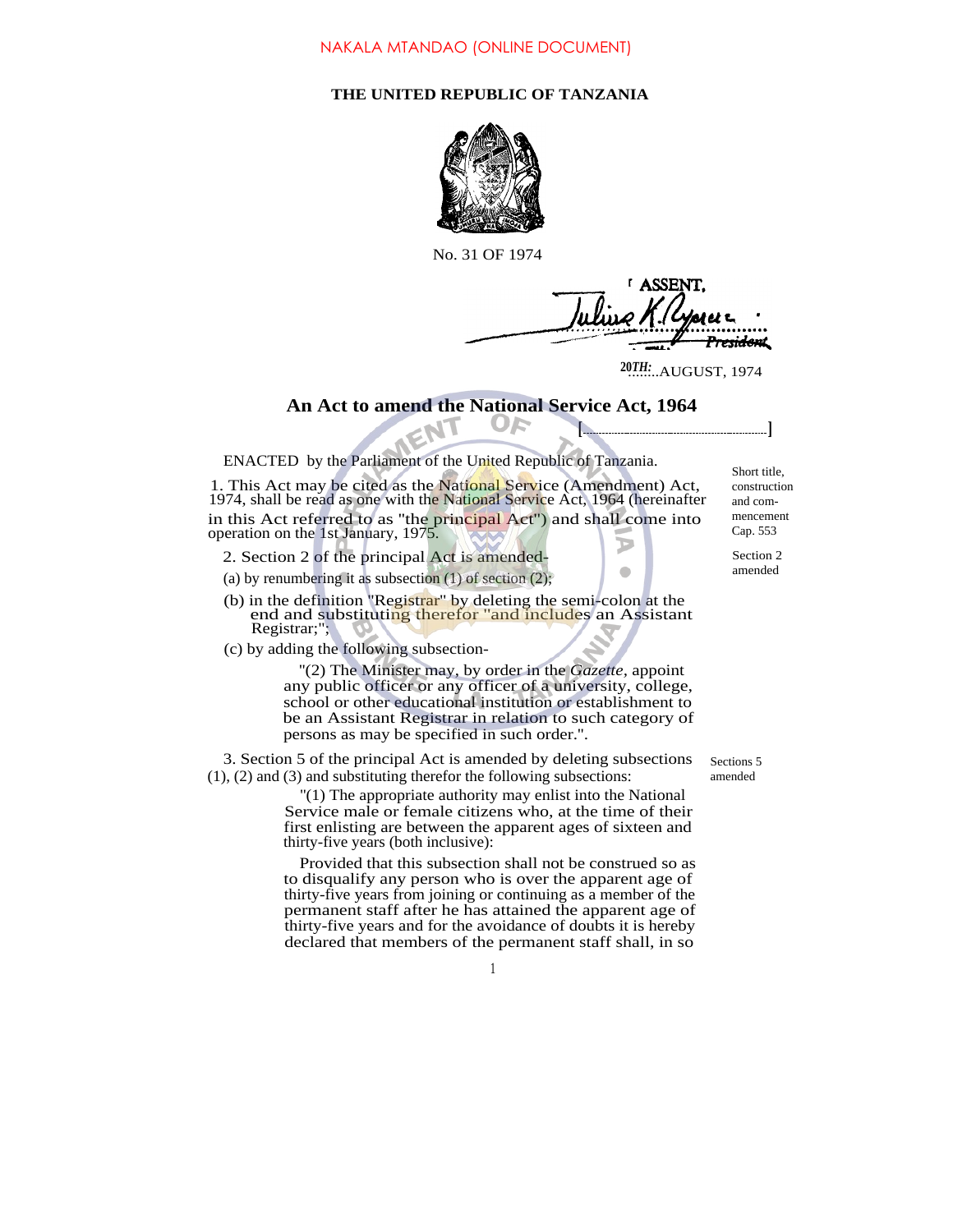NAKALA MTANDAO (ONLINE DOCUMENT)

**THE UNITED REPUBLIC OF TANZANIA**

No. 31 OF 1974

I ASSENT,

Julius K. Nyerere
President

20TH AUGUST, 1974

## An Act to amend the National Service Act, 1964

[..............................]

ENACTED by the Parliament of the United Republic of Tanzania.

Short title, construction and commencement Cap. 553

1. This Act may be cited as the National Service (Amendment) Act, 1974, shall be read as one with the National Service Act, 1964 (hereinafter in this Act referred to as "the principal Act") and shall come into operation on the 1st January, 1975.

Section 2 amended

2. Section 2 of the principal Act is amended-

(a) by renumbering it as subsection (1) of section (2);

(b) in the definition "Registrar" by deleting the semi-colon at the end and substituting therefor "and includes an Assistant Registrar;";

(c) by adding the following subsection-

"(2) The Minister may, by order in the *Gazette*, appoint any public officer or any officer of a university, college, school or other educational institution or establishment to be an Assistant Registrar in relation to such category of persons as may be specified in such order.".

Sections 5 amended

3. Section 5 of the principal Act is amended by deleting subsections (1), (2) and (3) and substituting therefor the following subsections:

"(1) The appropriate authority may enlist into the National Service male or female citizens who, at the time of their first enlisting are between the apparent ages of sixteen and thirty-five years (both inclusive):

Provided that this subsection shall not be construed so as to disqualify any person who is over the apparent age of thirty-five years from joining or continuing as a member of the permanent staff after he has attained the apparent age of thirty-five years and for the avoidance of doubts it is hereby declared that members of the permanent staff shall, in so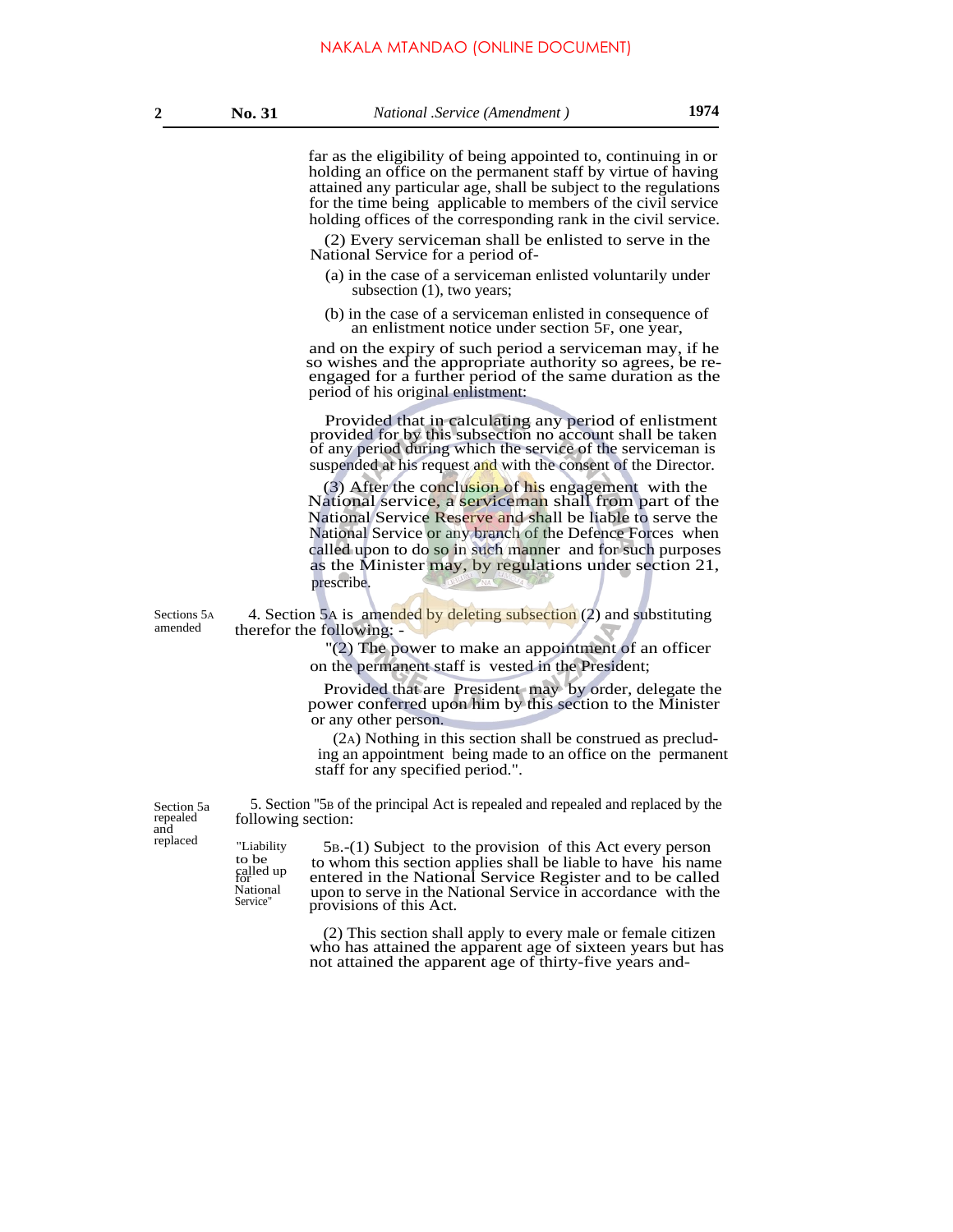far as the eligibility of being appointed to, continuing in or holding an office on the permanent staff by virtue of having attained any particular age, shall be subject to the regulations for the time being applicable to members of the civil service holding offices of the corresponding rank in the civil service.

(2) Every serviceman shall be enlisted to serve in the National Service for a period of-

(a) in the case of a serviceman enlisted voluntarily under subsection (1), two years;

(b) in the case of a serviceman enlisted in consequence of an enlistment notice under section 5F, one year,

and on the expiry of such period a serviceman may, if he so wishes and the appropriate authority so agrees, be re-engaged for a further period of the same duration as the period of his original enlistment:

Provided that in calculating any period of enlistment provided for by this subsection no account shall be taken of any period during which the service of the serviceman is suspended at his request and with the consent of the Director.

(3) After the conclusion of his engagement with the National service, a serviceman shall from part of the National Service Reserve and shall be liable to serve the National Service or any branch of the Defence Forces when called upon to do so in such manner and for such purposes as the Minister may, by regulations under section 21, prescribe.

Sections 5A amended

4. Section 5A is amended by deleting subsection (2) and substituting therefor the following: -

"(2) The power to make an appointment of an officer on the permanent staff is vested in the President;

Provided that are President may by order, delegate the power conferred upon him by this section to the Minister or any other person.

(2A) Nothing in this section shall be construed as precluding an appointment being made to an office on the permanent staff for any specified period.".

Section 5a repealed and replaced

5. Section "5B of the principal Act is repealed and repealed and replaced by the following section:

"Liability to be called up for National Service"

5B.-(1) Subject to the provision of this Act every person to whom this section applies shall be liable to have his name entered in the National Service Register and to be called upon to serve in the National Service in accordance with the provisions of this Act.

(2) This section shall apply to every male or female citizen who has attained the apparent age of sixteen years but has not attained the apparent age of thirty-five years and-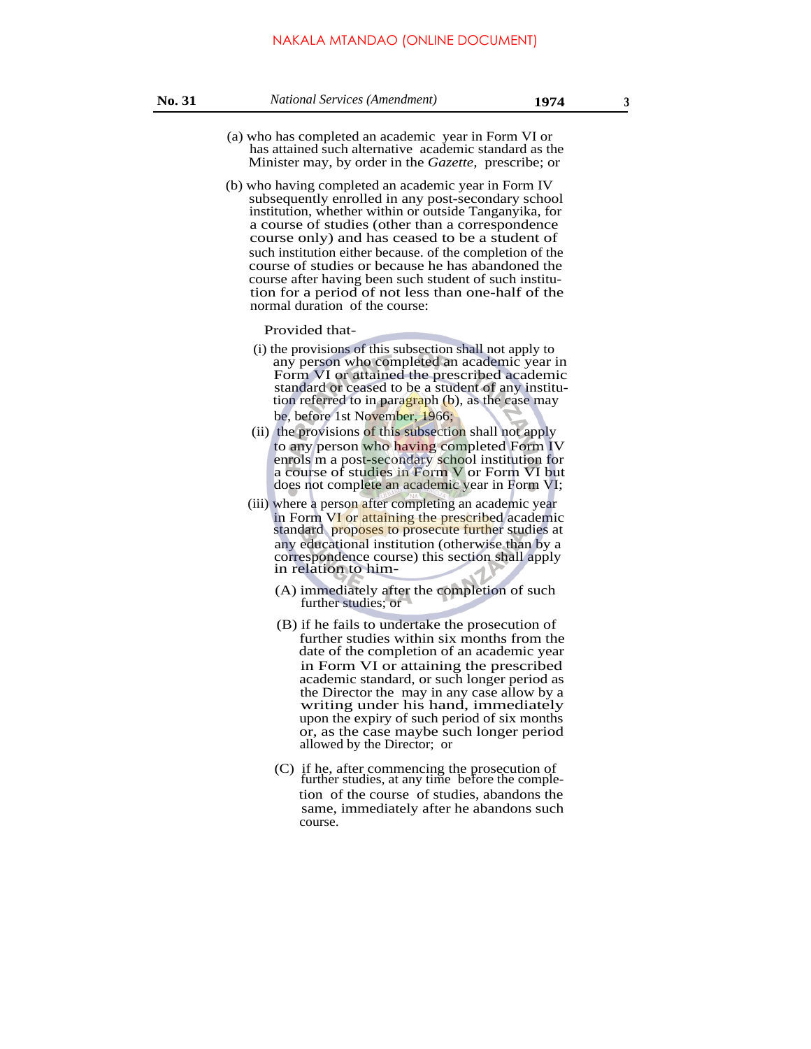(a) who has completed an academic year in Form VI or has attained such alternative academic standard as the Minister may, by order in the *Gazette*, prescribe; or

(b) who having completed an academic year in Form IV subsequently enrolled in any post-secondary school institution, whether within or outside Tanganyika, for a course of studies (other than a correspondence course only) and has ceased to be a student of such institution either because. of the completion of the course of studies or because he has abandoned the course after having been such student of such institution for a period of not less than one-half of the normal duration of the course:

Provided that-

(i) the provisions of this subsection shall not apply to any person who completed an academic year in Form VI or attained the prescribed academic standard or ceased to be a student of any institution referred to in paragraph (b), as the case may be, before 1st November, 1966;

(ii) the provisions of this subsection shall not apply to any person who having completed Form IV enrols m a post-secondary school institution for a course of studies in Form V or Form VI but does not complete an academic year in Form VI;

(iii) where a person after completing an academic year in Form VI or attaining the prescribed academic standard proposes to prosecute further studies at any educational institution (otherwise than by a correspondence course) this section shall apply in relation to him-

(A) immediately after the completion of such further studies; or

(B) if he fails to undertake the prosecution of further studies within six months from the date of the completion of an academic year in Form VI or attaining the prescribed academic standard, or such longer period as the Director the may in any case allow by a writing under his hand, immediately upon the expiry of such period of six months or, as the case maybe such longer period allowed by the Director; or

(C) if he, after commencing the prosecution of further studies, at any time before the completion of the course of studies, abandons the same, immediately after he abandons such course.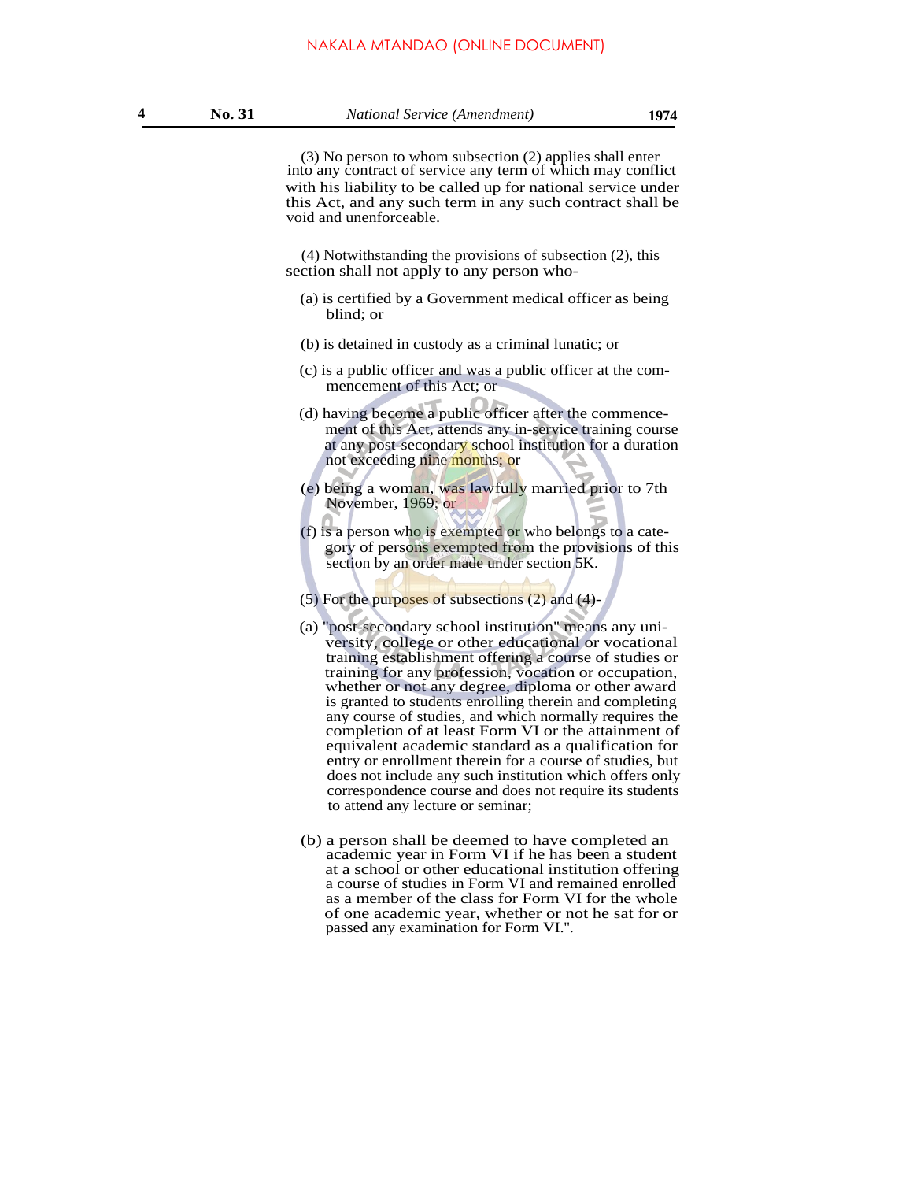(3) No person to whom subsection (2) applies shall enter into any contract of service any term of which may conflict with his liability to be called up for national service under this Act, and any such term in any such contract shall be void and unenforceable.

(4) Notwithstanding the provisions of subsection (2), this section shall not apply to any person who-

(a) is certified by a Government medical officer as being blind; or

(b) is detained in custody as a criminal lunatic; or

(c) is a public officer and was a public officer at the commencement of this Act; or

(d) having become a public officer after the commencement of this Act, attends any in-service training course at any post-secondary school institution for a duration not exceeding nine months; or

(e) being a woman, was lawfully married prior to 7th November, 1969; or

(f) is a person who is exempted or who belongs to a category of persons exempted from the provisions of this section by an order made under section 5K.

(5) For the purposes of subsections (2) and (4)-

(a) "post-secondary school institution" means any university, college or other educational or vocational training establishment offering a course of studies or training for any profession, vocation or occupation, whether or not any degree, diploma or other award is granted to students enrolling therein and completing any course of studies, and which normally requires the completion of at least Form VI or the attainment of equivalent academic standard as a qualification for entry or enrollment therein for a course of studies, but does not include any such institution which offers only correspondence course and does not require its students to attend any lecture or seminar;

(b) a person shall be deemed to have completed an academic year in Form VI if he has been a student at a school or other educational institution offering a course of studies in Form VI and remained enrolled as a member of the class for Form VI for the whole of one academic year, whether or not he sat for or passed any examination for Form VI.".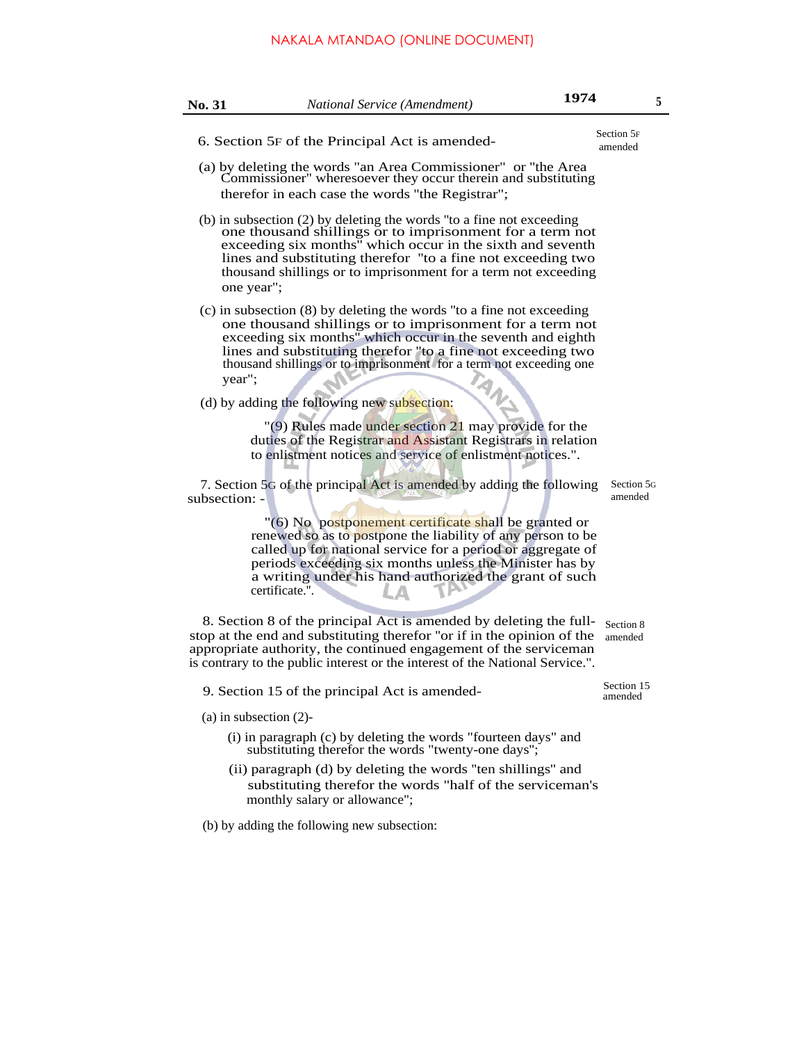6. Section 5F of the Principal Act is amended-

Section 5F amended

(a) by deleting the words "an Area Commissioner" or "the Area Commissioner" wheresoever they occur therein and substituting therefor in each case the words "the Registrar";

(b) in subsection (2) by deleting the words "to a fine not exceeding one thousand shillings or to imprisonment for a term not exceeding six months" which occur in the sixth and seventh lines and substituting therefor "to a fine not exceeding two thousand shillings or to imprisonment for a term not exceeding one year";

(c) in subsection (8) by deleting the words "to a fine not exceeding one thousand shillings or to imprisonment for a term not exceeding six months" which occur in the seventh and eighth lines and substituting therefor "to a fine not exceeding two thousand shillings or to imprisonment for a term not exceeding one year";

(d) by adding the following new subsection:

> "(9) Rules made under section 21 may provide for the duties of the Registrar and Assistant Registrars in relation to enlistment notices and service of enlistment notices.".

7. Section 5G of the principal Act is amended by adding the following subsection: -

Section 5G amended

> "(6) No postponement certificate shall be granted or renewed so as to postpone the liability of any person to be called up for national service for a period or aggregate of periods exceeding six months unless the Minister has by a writing under his hand authorized the grant of such certificate.".

8. Section 8 of the principal Act is amended by deleting the full-stop at the end and substituting therefor "or if in the opinion of the appropriate authority, the continued engagement of the serviceman is contrary to the public interest or the interest of the National Service.".

Section 8 amended

9. Section 15 of the principal Act is amended-

Section 15 amended

(a) in subsection (2)-

(i) in paragraph (c) by deleting the words "fourteen days" and substituting therefor the words "twenty-one days";

(ii) paragraph (d) by deleting the words "ten shillings" and substituting therefor the words "half of the serviceman's monthly salary or allowance";

(b) by adding the following new subsection: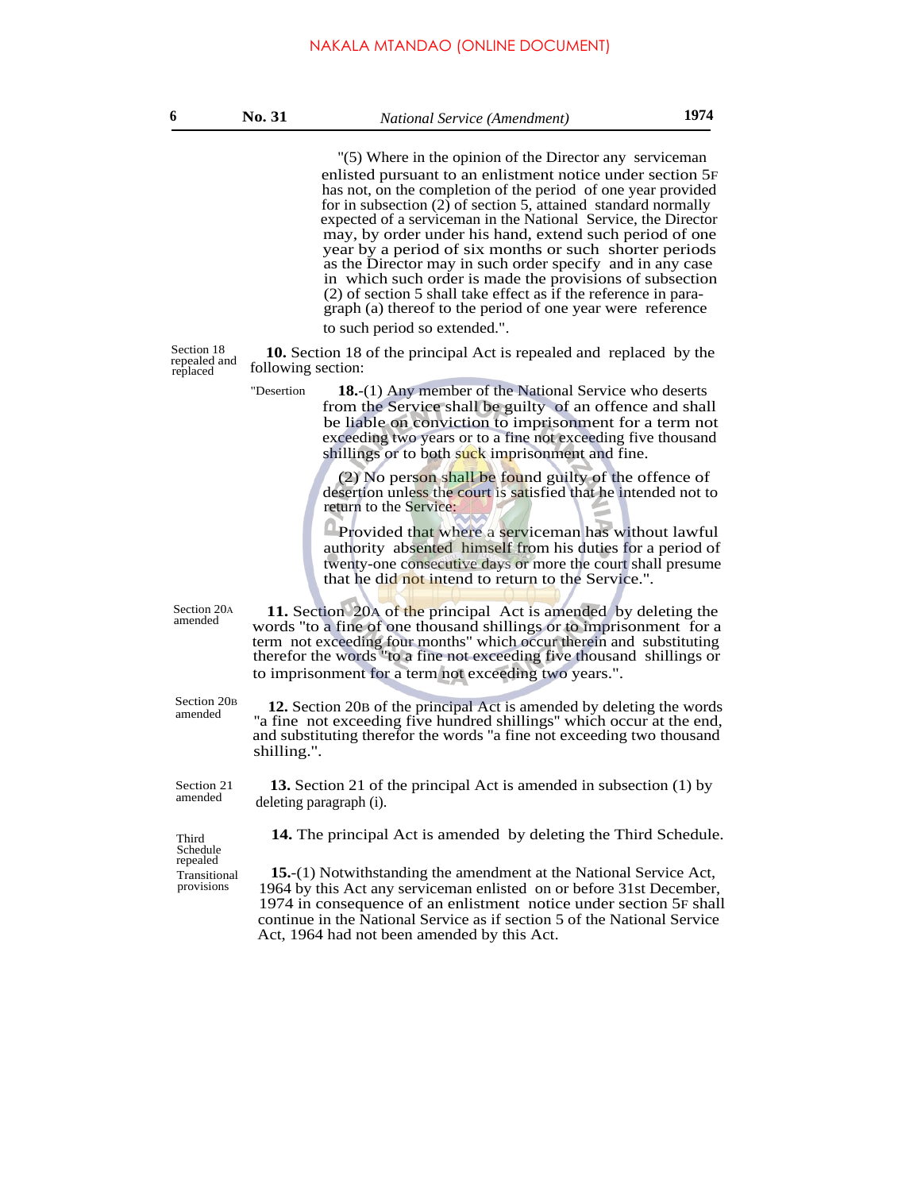"(5) Where in the opinion of the Director any serviceman enlisted pursuant to an enlistment notice under section 5F has not, on the completion of the period of one year provided for in subsection (2) of section 5, attained standard normally expected of a serviceman in the National Service, the Director may, by order under his hand, extend such period of one year by a period of six months or such shorter periods as the Director may in such order specify and in any case in which such order is made the provisions of subsection (2) of section 5 shall take effect as if the reference in paragraph (a) thereof to the period of one year were reference to such period so extended.".

*Section 18 repealed and replaced*

**10.** Section 18 of the principal Act is repealed and replaced by the following section:

*"Desertion*

**18.**-(1) Any member of the National Service who deserts from the Service shall be guilty of an offence and shall be liable on conviction to imprisonment for a term not exceeding two years or to a fine not exceeding five thousand shillings or to both such imprisonment and fine.

(2) No person shall be found guilty of the offence of desertion unless the court is satisfied that he intended not to return to the Service:

Provided that where a serviceman has without lawful authority absented himself from his duties for a period of twenty-one consecutive days or more the court shall presume that he did not intend to return to the Service.".

*Section 20A amended*

**11.** Section 20A of the principal Act is amended by deleting the words "to a fine of one thousand shillings or to imprisonment for a term not exceeding four months" which occur therein and substituting therefor the words "to a fine not exceeding five thousand shillings or to imprisonment for a term not exceeding two years.".

*Section 20B amended*

**12.** Section 20B of the principal Act is amended by deleting the words "a fine not exceeding five hundred shillings" which occur at the end, and substituting therefor the words "a fine not exceeding two thousand shilling.".

*Section 21 amended*

**13.** Section 21 of the principal Act is amended in subsection (1) by deleting paragraph (i).

*Third Schedule repealed*

**14.** The principal Act is amended by deleting the Third Schedule.

*Transitional provisions*

**15.**-(1) Notwithstanding the amendment at the National Service Act, 1964 by this Act any serviceman enlisted on or before 31st December, 1974 in consequence of an enlistment notice under section 5F shall continue in the National Service as if section 5 of the National Service Act, 1964 had not been amended by this Act.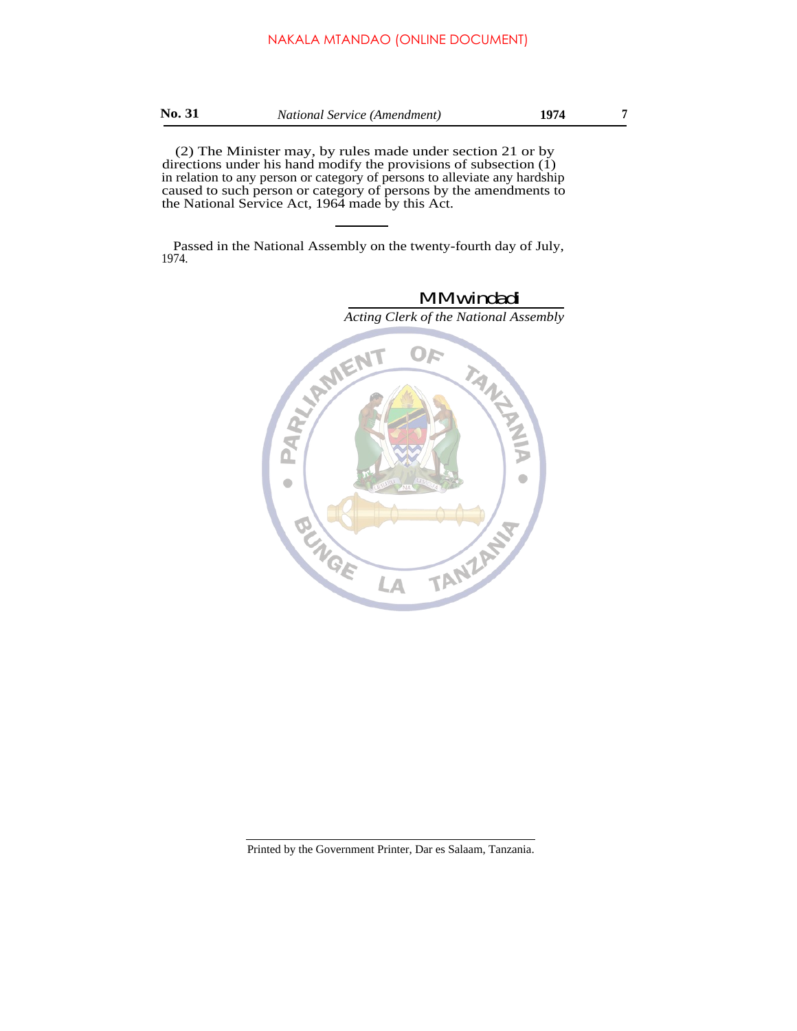(2) The Minister may, by rules made under section 21 or by directions under his hand modify the provisions of subsection (1) in relation to any person or category of persons to alleviate any hardship caused to such person or category of persons by the amendments to the National Service Act, 1964 made by this Act.

---

Passed in the National Assembly on the twenty-fourth day of July, 1974.

M Mwindadi

*Acting Clerk of the National Assembly*

Printed by the Government Printer, Dar es Salaam, Tanzania.